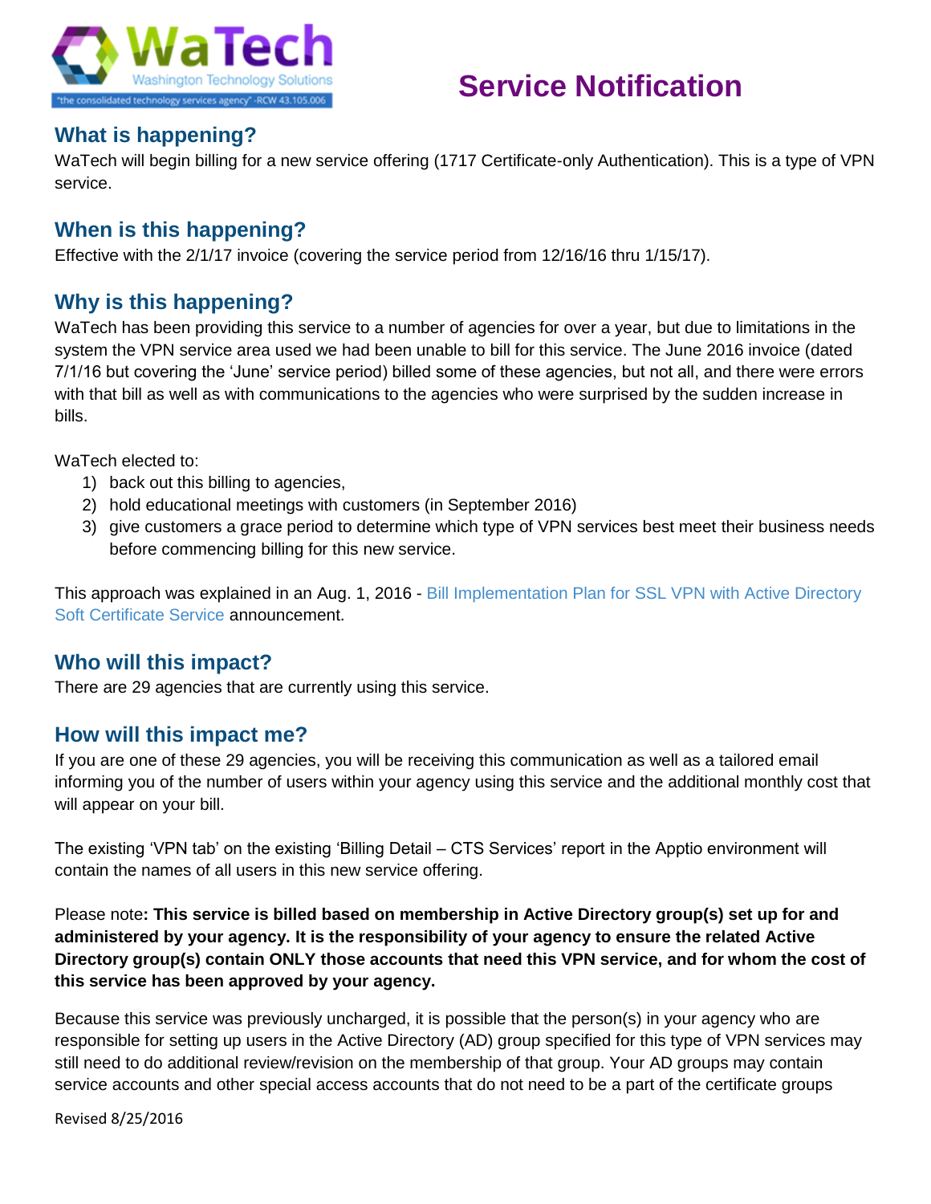WaTech

Washington Technology Solutions

"the consolidated technology services agency" -RCW 43.105.006

# Service Notification

## What is happening?

WaTech will begin billing for a new service offering (1717 Certificate-only Authentication). This is a type of VPN service.

## When is this happening?

Effective with the 2/1/17 invoice (covering the service period from 12/16/16 thru 1/15/17).

## Why is this happening?

WaTech has been providing this service to a number of agencies for over a year, but due to limitations in the system the VPN service area used we had been unable to bill for this service. The June 2016 invoice (dated 7/1/16 but covering the 'June' service period) billed some of these agencies, but not all, and there were errors with that bill as well as with communications to the agencies who were surprised by the sudden increase in bills.

WaTech elected to:

1) back out this billing to agencies,
2) hold educational meetings with customers (in September 2016)
3) give customers a grace period to determine which type of VPN services best meet their business needs before commencing billing for this new service.

This approach was explained in an Aug. 1, 2016 - Bill Implementation Plan for SSL VPN with Active Directory Soft Certificate Service announcement.

## Who will this impact?

There are 29 agencies that are currently using this service.

## How will this impact me?

If you are one of these 29 agencies, you will be receiving this communication as well as a tailored email informing you of the number of users within your agency using this service and the additional monthly cost that will appear on your bill.

The existing 'VPN tab' on the existing 'Billing Detail – CTS Services' report in the Apptio environment will contain the names of all users in this new service offering.

Please note**: This service is billed based on membership in Active Directory group(s) set up for and administered by your agency. It is the responsibility of your agency to ensure the related Active Directory group(s) contain ONLY those accounts that need this VPN service, and for whom the cost of this service has been approved by your agency.**

Because this service was previously uncharged, it is possible that the person(s) in your agency who are responsible for setting up users in the Active Directory (AD) group specified for this type of VPN services may still need to do additional review/revision on the membership of that group. Your AD groups may contain service accounts and other special access accounts that do not need to be a part of the certificate groups

Revised 8/25/2016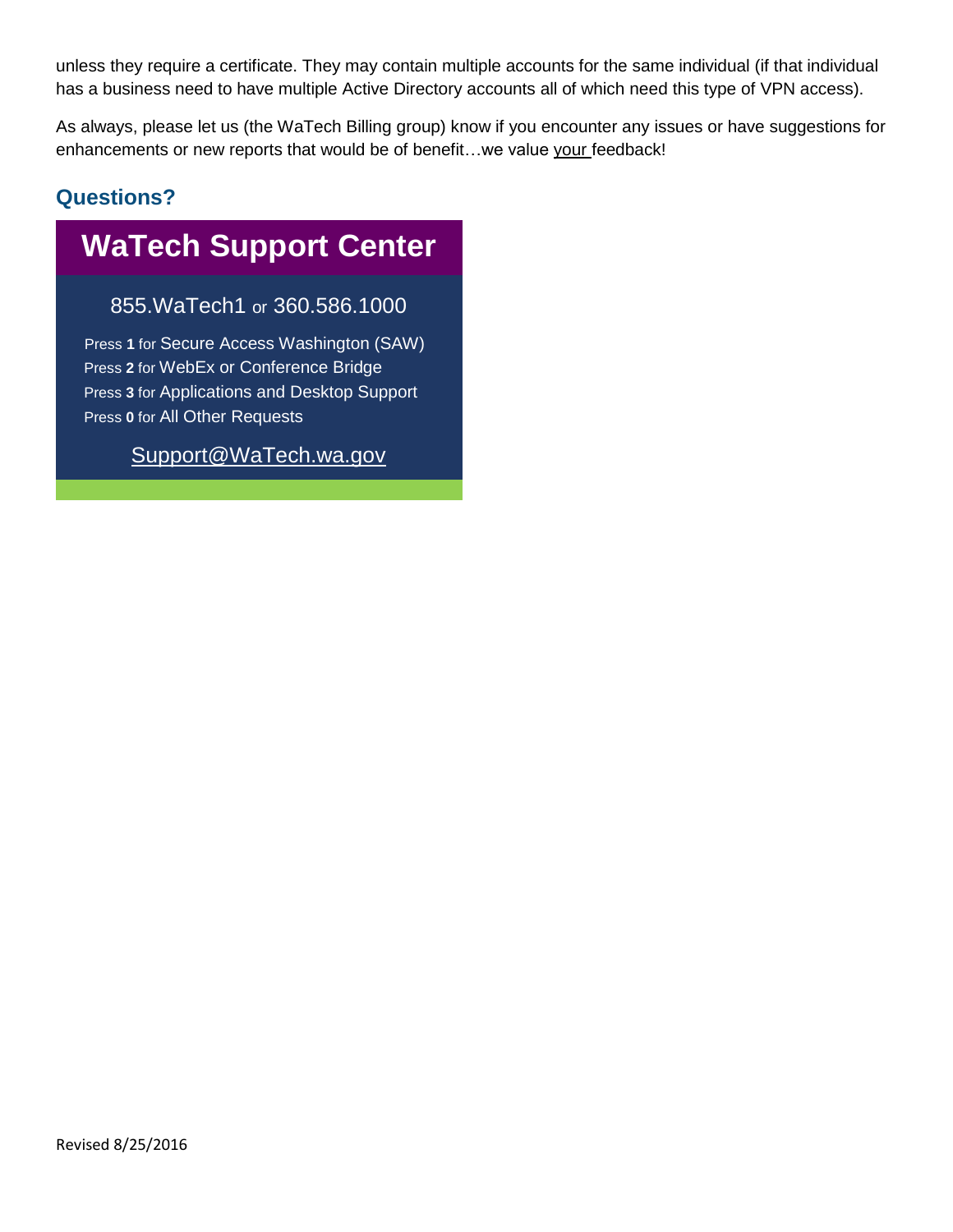unless they require a certificate. They may contain multiple accounts for the same individual (if that individual has a business need to have multiple Active Directory accounts all of which need this type of VPN access).

As always, please let us (the WaTech Billing group) know if you encounter any issues or have suggestions for enhancements or new reports that would be of benefit…we value your feedback!

## Questions?

### WaTech Support Center

855.WaTech1 or 360.586.1000

Press **1** for Secure Access Washington (SAW)
Press **2** for WebEx or Conference Bridge
Press **3** for Applications and Desktop Support
Press **0** for All Other Requests

Support@WaTech.wa.gov

Revised 8/25/2016